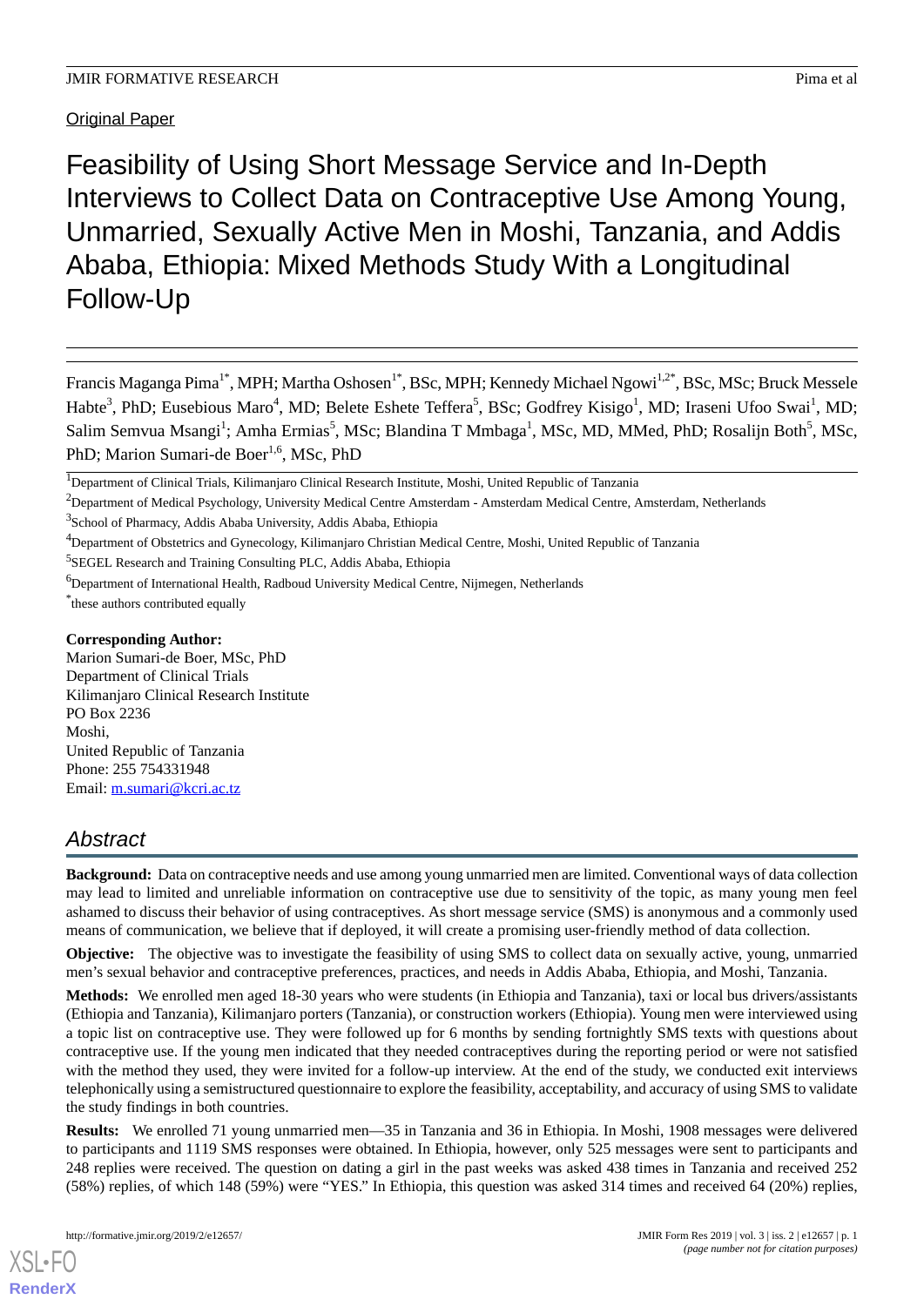Original Paper

# Feasibility of Using Short Message Service and In-Depth Interviews to Collect Data on Contraceptive Use Among Young, Unmarried, Sexually Active Men in Moshi, Tanzania, and Addis Ababa, Ethiopia: Mixed Methods Study With a Longitudinal Follow-Up

Francis Maganga Pima[1*], MPH; Martha Oshosen[1*], BSc, MPH; Kennedy Michael Ngowi[1,2*], BSc, MSc; Bruck Messele Habte[3], PhD; Eusebious Maro[4], MD; Belete Eshete Teffera[5], BSc; Godfrey Kisigo[1], MD; Iraseni Ufoo Swai[1], MD; Salim Semvua Msangi[1]; Amha Ermias[5], MSc; Blandina T Mmbaga[1], MSc, MD, MMed, PhD; Rosalijn Both[5], MSc, PhD; Marion Sumari-de Boer[1,6], MSc, PhD

[1]Department of Clinical Trials, Kilimanjaro Clinical Research Institute, Moshi, United Republic of Tanzania

[2]Department of Medical Psychology, University Medical Centre Amsterdam - Amsterdam Medical Centre, Amsterdam, Netherlands

[3]School of Pharmacy, Addis Ababa University, Addis Ababa, Ethiopia

[4]Department of Obstetrics and Gynecology, Kilimanjaro Christian Medical Centre, Moshi, United Republic of Tanzania

[5]SEGEL Research and Training Consulting PLC, Addis Ababa, Ethiopia

[6]Department of International Health, Radboud University Medical Centre, Nijmegen, Netherlands

[*]these authors contributed equally

**Corresponding Author:**
Marion Sumari-de Boer, MSc, PhD
Department of Clinical Trials
Kilimanjaro Clinical Research Institute
PO Box 2236
Moshi,
United Republic of Tanzania
Phone: 255 754331948
Email: m.sumari@kcri.ac.tz

## Abstract

**Background:** Data on contraceptive needs and use among young unmarried men are limited. Conventional ways of data collection may lead to limited and unreliable information on contraceptive use due to sensitivity of the topic, as many young men feel ashamed to discuss their behavior of using contraceptives. As short message service (SMS) is anonymous and a commonly used means of communication, we believe that if deployed, it will create a promising user-friendly method of data collection.

**Objective:** The objective was to investigate the feasibility of using SMS to collect data on sexually active, young, unmarried men's sexual behavior and contraceptive preferences, practices, and needs in Addis Ababa, Ethiopia, and Moshi, Tanzania.

**Methods:** We enrolled men aged 18-30 years who were students (in Ethiopia and Tanzania), taxi or local bus drivers/assistants (Ethiopia and Tanzania), Kilimanjaro porters (Tanzania), or construction workers (Ethiopia). Young men were interviewed using a topic list on contraceptive use. They were followed up for 6 months by sending fortnightly SMS texts with questions about contraceptive use. If the young men indicated that they needed contraceptives during the reporting period or were not satisfied with the method they used, they were invited for a follow-up interview. At the end of the study, we conducted exit interviews telephonically using a semistructured questionnaire to explore the feasibility, acceptability, and accuracy of using SMS to validate the study findings in both countries.

**Results:** We enrolled 71 young unmarried men—35 in Tanzania and 36 in Ethiopia. In Moshi, 1908 messages were delivered to participants and 1119 SMS responses were obtained. In Ethiopia, however, only 525 messages were sent to participants and 248 replies were received. The question on dating a girl in the past weeks was asked 438 times in Tanzania and received 252 (58%) replies, of which 148 (59%) were "YES." In Ethiopia, this question was asked 314 times and received 64 (20%) replies,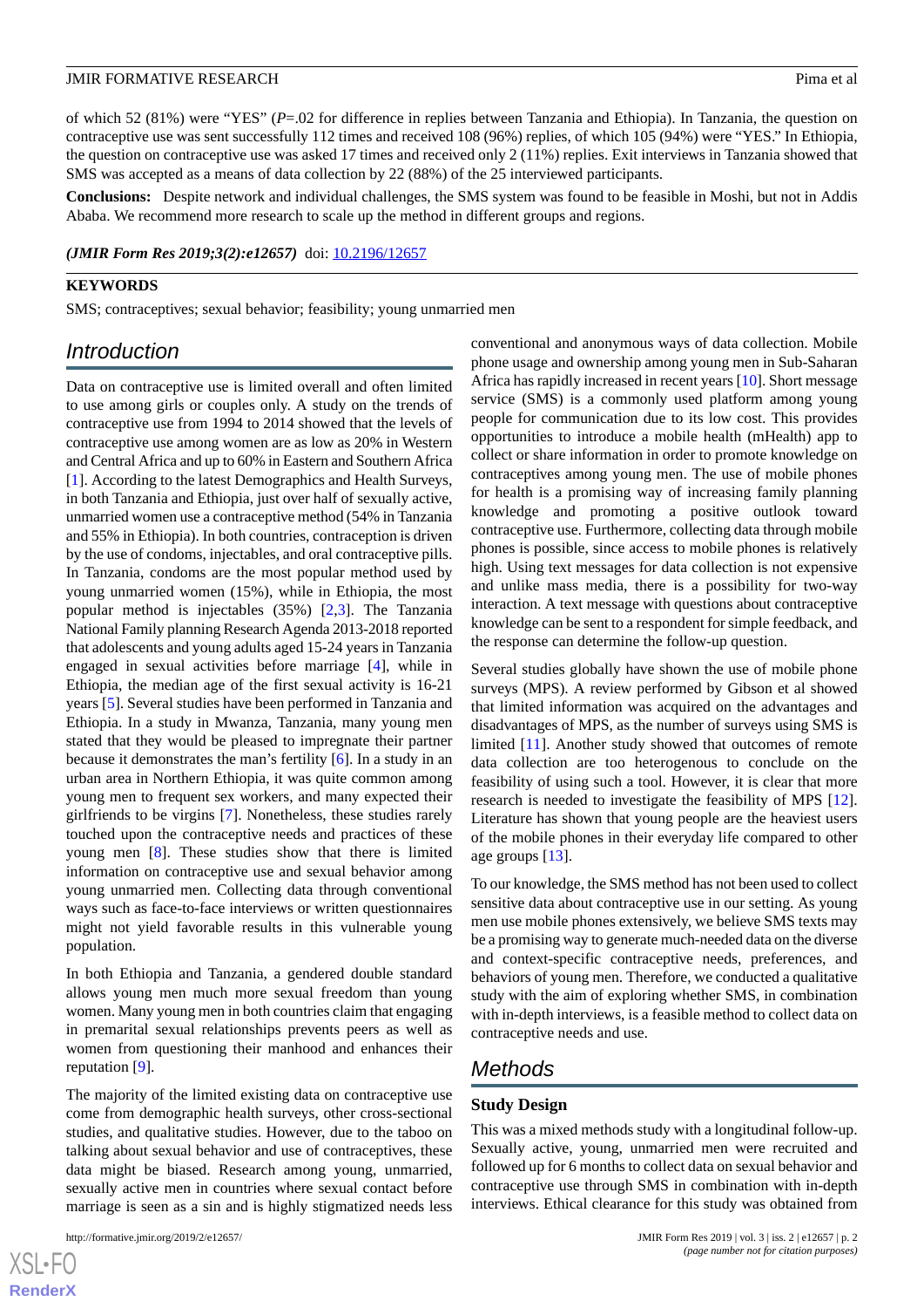of which 52 (81%) were "YES" ($P$=.02 for difference in replies between Tanzania and Ethiopia). In Tanzania, the question on contraceptive use was sent successfully 112 times and received 108 (96%) replies, of which 105 (94%) were "YES." In Ethiopia, the question on contraceptive use was asked 17 times and received only 2 (11%) replies. Exit interviews in Tanzania showed that SMS was accepted as a means of data collection by 22 (88%) of the 25 interviewed participants.

**Conclusions:** Despite network and individual challenges, the SMS system was found to be feasible in Moshi, but not in Addis Ababa. We recommend more research to scale up the method in different groups and regions.

***(JMIR Form Res 2019;3(2):e12657)*** doi: 10.2196/12657

**KEYWORDS**

SMS; contraceptives; sexual behavior; feasibility; young unmarried men

## Introduction

Data on contraceptive use is limited overall and often limited to use among girls or couples only. A study on the trends of contraceptive use from 1994 to 2014 showed that the levels of contraceptive use among women are as low as 20% in Western and Central Africa and up to 60% in Eastern and Southern Africa [1]. According to the latest Demographics and Health Surveys, in both Tanzania and Ethiopia, just over half of sexually active, unmarried women use a contraceptive method (54% in Tanzania and 55% in Ethiopia). In both countries, contraception is driven by the use of condoms, injectables, and oral contraceptive pills. In Tanzania, condoms are the most popular method used by young unmarried women (15%), while in Ethiopia, the most popular method is injectables (35%) [2,3]. The Tanzania National Family planning Research Agenda 2013-2018 reported that adolescents and young adults aged 15-24 years in Tanzania engaged in sexual activities before marriage [4], while in Ethiopia, the median age of the first sexual activity is 16-21 years [5]. Several studies have been performed in Tanzania and Ethiopia. In a study in Mwanza, Tanzania, many young men stated that they would be pleased to impregnate their partner because it demonstrates the man's fertility [6]. In a study in an urban area in Northern Ethiopia, it was quite common among young men to frequent sex workers, and many expected their girlfriends to be virgins [7]. Nonetheless, these studies rarely touched upon the contraceptive needs and practices of these young men [8]. These studies show that there is limited information on contraceptive use and sexual behavior among young unmarried men. Collecting data through conventional ways such as face-to-face interviews or written questionnaires might not yield favorable results in this vulnerable young population.

In both Ethiopia and Tanzania, a gendered double standard allows young men much more sexual freedom than young women. Many young men in both countries claim that engaging in premarital sexual relationships prevents peers as well as women from questioning their manhood and enhances their reputation [9].

The majority of the limited existing data on contraceptive use come from demographic health surveys, other cross-sectional studies, and qualitative studies. However, due to the taboo on talking about sexual behavior and use of contraceptives, these data might be biased. Research among young, unmarried, sexually active men in countries where sexual contact before marriage is seen as a sin and is highly stigmatized needs less conventional and anonymous ways of data collection. Mobile phone usage and ownership among young men in Sub-Saharan Africa has rapidly increased in recent years [10]. Short message service (SMS) is a commonly used platform among young people for communication due to its low cost. This provides opportunities to introduce a mobile health (mHealth) app to collect or share information in order to promote knowledge on contraceptives among young men. The use of mobile phones for health is a promising way of increasing family planning knowledge and promoting a positive outlook toward contraceptive use. Furthermore, collecting data through mobile phones is possible, since access to mobile phones is relatively high. Using text messages for data collection is not expensive and unlike mass media, there is a possibility for two-way interaction. A text message with questions about contraceptive knowledge can be sent to a respondent for simple feedback, and the response can determine the follow-up question.

Several studies globally have shown the use of mobile phone surveys (MPS). A review performed by Gibson et al showed that limited information was acquired on the advantages and disadvantages of MPS, as the number of surveys using SMS is limited [11]. Another study showed that outcomes of remote data collection are too heterogenous to conclude on the feasibility of using such a tool. However, it is clear that more research is needed to investigate the feasibility of MPS [12]. Literature has shown that young people are the heaviest users of the mobile phones in their everyday life compared to other age groups [13].

To our knowledge, the SMS method has not been used to collect sensitive data about contraceptive use in our setting. As young men use mobile phones extensively, we believe SMS texts may be a promising way to generate much-needed data on the diverse and context-specific contraceptive needs, preferences, and behaviors of young men. Therefore, we conducted a qualitative study with the aim of exploring whether SMS, in combination with in-depth interviews, is a feasible method to collect data on contraceptive needs and use.

## Methods

### Study Design

This was a mixed methods study with a longitudinal follow-up. Sexually active, young, unmarried men were recruited and followed up for 6 months to collect data on sexual behavior and contraceptive use through SMS in combination with in-depth interviews. Ethical clearance for this study was obtained from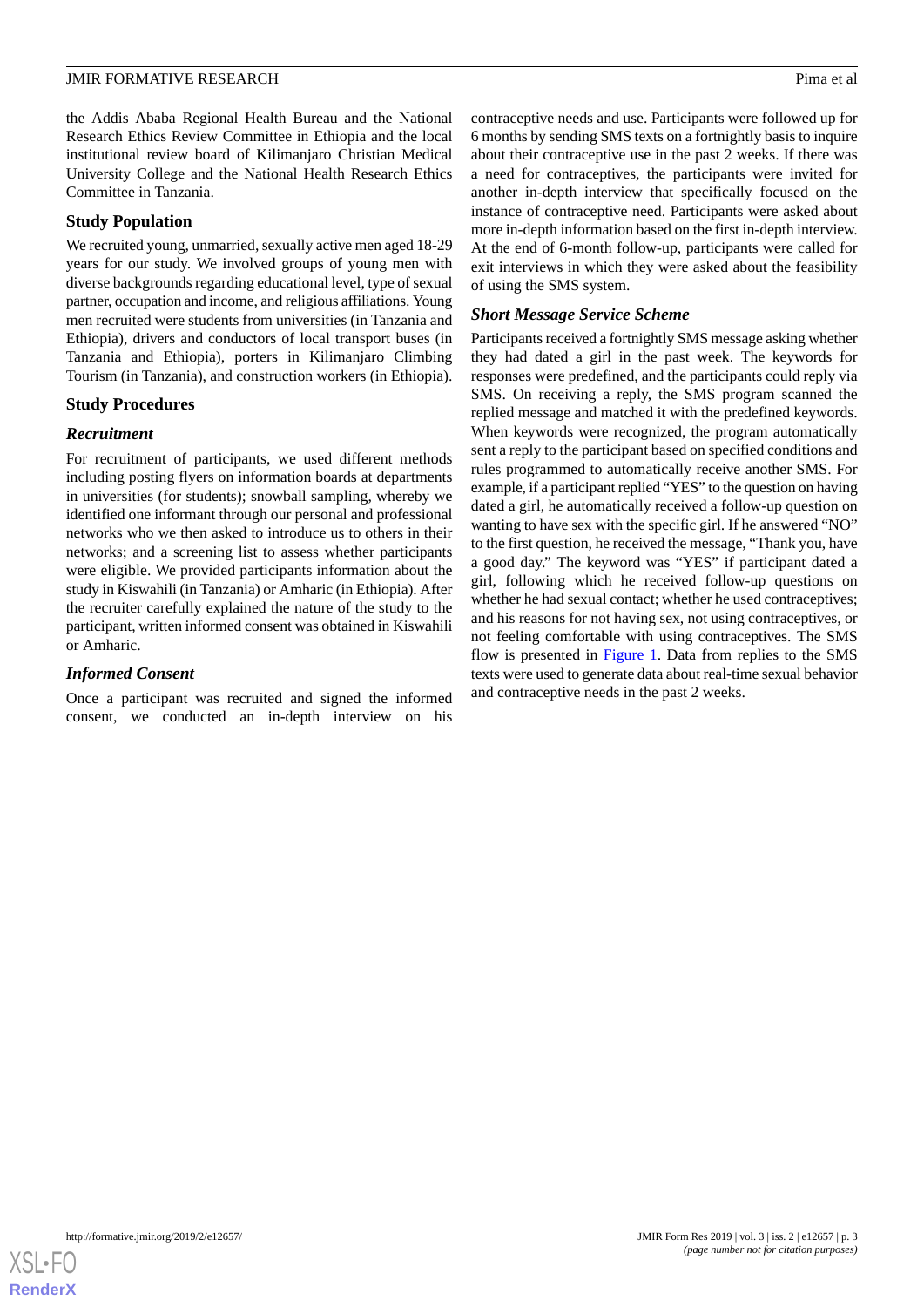the Addis Ababa Regional Health Bureau and the National Research Ethics Review Committee in Ethiopia and the local institutional review board of Kilimanjaro Christian Medical University College and the National Health Research Ethics Committee in Tanzania.

## Study Population

We recruited young, unmarried, sexually active men aged 18-29 years for our study. We involved groups of young men with diverse backgrounds regarding educational level, type of sexual partner, occupation and income, and religious affiliations. Young men recruited were students from universities (in Tanzania and Ethiopia), drivers and conductors of local transport buses (in Tanzania and Ethiopia), porters in Kilimanjaro Climbing Tourism (in Tanzania), and construction workers (in Ethiopia).

## Study Procedures

### *Recruitment*

For recruitment of participants, we used different methods including posting flyers on information boards at departments in universities (for students); snowball sampling, whereby we identified one informant through our personal and professional networks who we then asked to introduce us to others in their networks; and a screening list to assess whether participants were eligible. We provided participants information about the study in Kiswahili (in Tanzania) or Amharic (in Ethiopia). After the recruiter carefully explained the nature of the study to the participant, written informed consent was obtained in Kiswahili or Amharic.

### *Informed Consent*

Once a participant was recruited and signed the informed consent, we conducted an in-depth interview on his contraceptive needs and use. Participants were followed up for 6 months by sending SMS texts on a fortnightly basis to inquire about their contraceptive use in the past 2 weeks. If there was a need for contraceptives, the participants were invited for another in-depth interview that specifically focused on the instance of contraceptive need. Participants were asked about more in-depth information based on the first in-depth interview. At the end of 6-month follow-up, participants were called for exit interviews in which they were asked about the feasibility of using the SMS system.

### *Short Message Service Scheme*

Participants received a fortnightly SMS message asking whether they had dated a girl in the past week. The keywords for responses were predefined, and the participants could reply via SMS. On receiving a reply, the SMS program scanned the replied message and matched it with the predefined keywords. When keywords were recognized, the program automatically sent a reply to the participant based on specified conditions and rules programmed to automatically receive another SMS. For example, if a participant replied "YES" to the question on having dated a girl, he automatically received a follow-up question on wanting to have sex with the specific girl. If he answered "NO" to the first question, he received the message, "Thank you, have a good day." The keyword was "YES" if participant dated a girl, following which he received follow-up questions on whether he had sexual contact; whether he used contraceptives; and his reasons for not having sex, not using contraceptives, or not feeling comfortable with using contraceptives. The SMS flow is presented in Figure 1. Data from replies to the SMS texts were used to generate data about real-time sexual behavior and contraceptive needs in the past 2 weeks.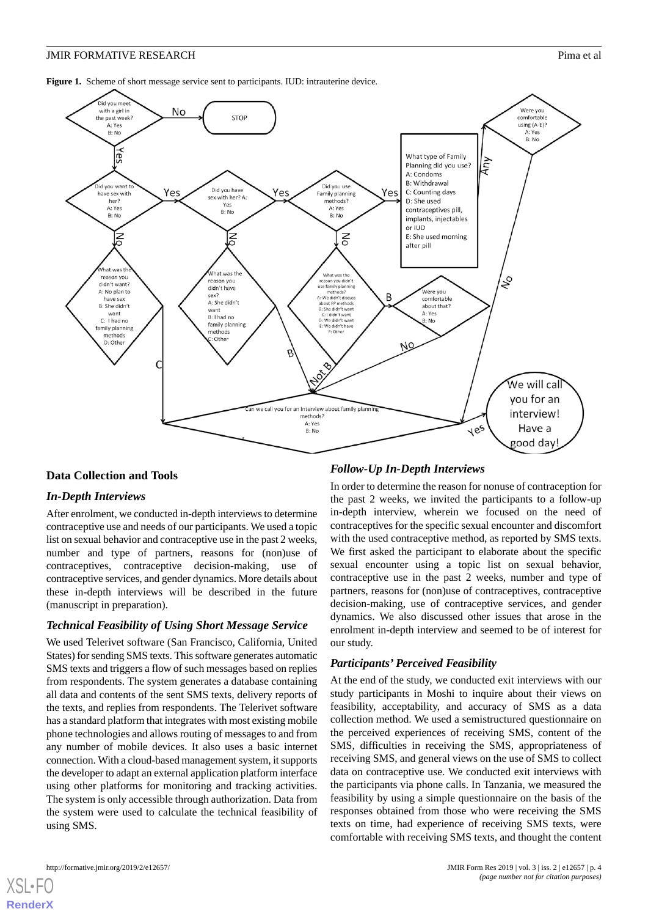**Figure 1.** Scheme of short message service sent to participants. IUD: intrauterine device.

## Data Collection and Tools

### *In-Depth Interviews*

After enrolment, we conducted in-depth interviews to determine contraceptive use and needs of our participants. We used a topic list on sexual behavior and contraceptive use in the past 2 weeks, number and type of partners, reasons for (non)use of contraceptives, contraceptive decision-making, use of contraceptive services, and gender dynamics. More details about these in-depth interviews will be described in the future (manuscript in preparation).

### *Technical Feasibility of Using Short Message Service*

We used Telerivet software (San Francisco, California, United States) for sending SMS texts. This software generates automatic SMS texts and triggers a flow of such messages based on replies from respondents. The system generates a database containing all data and contents of the sent SMS texts, delivery reports of the texts, and replies from respondents. The Telerivet software has a standard platform that integrates with most existing mobile phone technologies and allows routing of messages to and from any number of mobile devices. It also uses a basic internet connection. With a cloud-based management system, it supports the developer to adapt an external application platform interface using other platforms for monitoring and tracking activities. The system is only accessible through authorization. Data from the system were used to calculate the technical feasibility of using SMS.

### *Follow-Up In-Depth Interviews*

In order to determine the reason for nonuse of contraception for the past 2 weeks, we invited the participants to a follow-up in-depth interview, wherein we focused on the need of contraceptives for the specific sexual encounter and discomfort with the used contraceptive method, as reported by SMS texts. We first asked the participant to elaborate about the specific sexual encounter using a topic list on sexual behavior, contraceptive use in the past 2 weeks, number and type of partners, reasons for (non)use of contraceptives, contraceptive decision-making, use of contraceptive services, and gender dynamics. We also discussed other issues that arose in the enrolment in-depth interview and seemed to be of interest for our study.

### *Participants' Perceived Feasibility*

At the end of the study, we conducted exit interviews with our study participants in Moshi to inquire about their views on feasibility, acceptability, and accuracy of SMS as a data collection method. We used a semistructured questionnaire on the perceived experiences of receiving SMS, content of the SMS, difficulties in receiving the SMS, appropriateness of receiving SMS, and general views on the use of SMS to collect data on contraceptive use. We conducted exit interviews with the participants via phone calls. In Tanzania, we measured the feasibility by using a simple questionnaire on the basis of the responses obtained from those who were receiving the SMS texts on time, had experience of receiving SMS texts, were comfortable with receiving SMS texts, and thought the content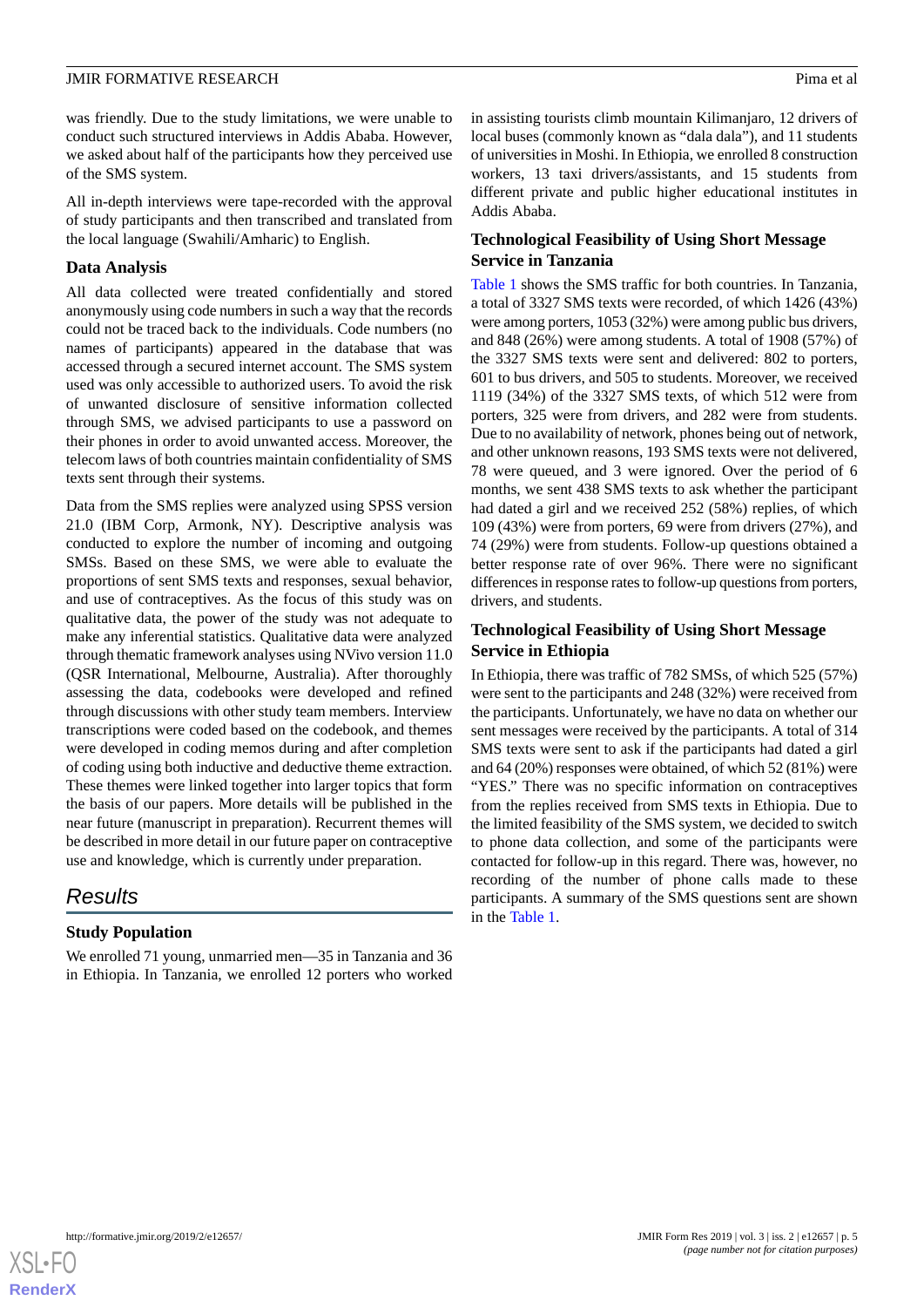was friendly. Due to the study limitations, we were unable to conduct such structured interviews in Addis Ababa. However, we asked about half of the participants how they perceived use of the SMS system.

All in-depth interviews were tape-recorded with the approval of study participants and then transcribed and translated from the local language (Swahili/Amharic) to English.

### Data Analysis

All data collected were treated confidentially and stored anonymously using code numbers in such a way that the records could not be traced back to the individuals. Code numbers (no names of participants) appeared in the database that was accessed through a secured internet account. The SMS system used was only accessible to authorized users. To avoid the risk of unwanted disclosure of sensitive information collected through SMS, we advised participants to use a password on their phones in order to avoid unwanted access. Moreover, the telecom laws of both countries maintain confidentiality of SMS texts sent through their systems.

Data from the SMS replies were analyzed using SPSS version 21.0 (IBM Corp, Armonk, NY). Descriptive analysis was conducted to explore the number of incoming and outgoing SMSs. Based on these SMS, we were able to evaluate the proportions of sent SMS texts and responses, sexual behavior, and use of contraceptives. As the focus of this study was on qualitative data, the power of the study was not adequate to make any inferential statistics. Qualitative data were analyzed through thematic framework analyses using NVivo version 11.0 (QSR International, Melbourne, Australia). After thoroughly assessing the data, codebooks were developed and refined through discussions with other study team members. Interview transcriptions were coded based on the codebook, and themes were developed in coding memos during and after completion of coding using both inductive and deductive theme extraction. These themes were linked together into larger topics that form the basis of our papers. More details will be published in the near future (manuscript in preparation). Recurrent themes will be described in more detail in our future paper on contraceptive use and knowledge, which is currently under preparation.

## Results

### Study Population

We enrolled 71 young, unmarried men—35 in Tanzania and 36 in Ethiopia. In Tanzania, we enrolled 12 porters who worked in assisting tourists climb mountain Kilimanjaro, 12 drivers of local buses (commonly known as "dala dala"), and 11 students of universities in Moshi. In Ethiopia, we enrolled 8 construction workers, 13 taxi drivers/assistants, and 15 students from different private and public higher educational institutes in Addis Ababa.

### Technological Feasibility of Using Short Message Service in Tanzania

Table 1 shows the SMS traffic for both countries. In Tanzania, a total of 3327 SMS texts were recorded, of which 1426 (43%) were among porters, 1053 (32%) were among public bus drivers, and 848 (26%) were among students. A total of 1908 (57%) of the 3327 SMS texts were sent and delivered: 802 to porters, 601 to bus drivers, and 505 to students. Moreover, we received 1119 (34%) of the 3327 SMS texts, of which 512 were from porters, 325 were from drivers, and 282 were from students. Due to no availability of network, phones being out of network, and other unknown reasons, 193 SMS texts were not delivered, 78 were queued, and 3 were ignored. Over the period of 6 months, we sent 438 SMS texts to ask whether the participant had dated a girl and we received 252 (58%) replies, of which 109 (43%) were from porters, 69 were from drivers (27%), and 74 (29%) were from students. Follow-up questions obtained a better response rate of over 96%. There were no significant differences in response rates to follow-up questions from porters, drivers, and students.

### Technological Feasibility of Using Short Message Service in Ethiopia

In Ethiopia, there was traffic of 782 SMSs, of which 525 (57%) were sent to the participants and 248 (32%) were received from the participants. Unfortunately, we have no data on whether our sent messages were received by the participants. A total of 314 SMS texts were sent to ask if the participants had dated a girl and 64 (20%) responses were obtained, of which 52 (81%) were "YES." There was no specific information on contraceptives from the replies received from SMS texts in Ethiopia. Due to the limited feasibility of the SMS system, we decided to switch to phone data collection, and some of the participants were contacted for follow-up in this regard. There was, however, no recording of the number of phone calls made to these participants. A summary of the SMS questions sent are shown in the Table 1.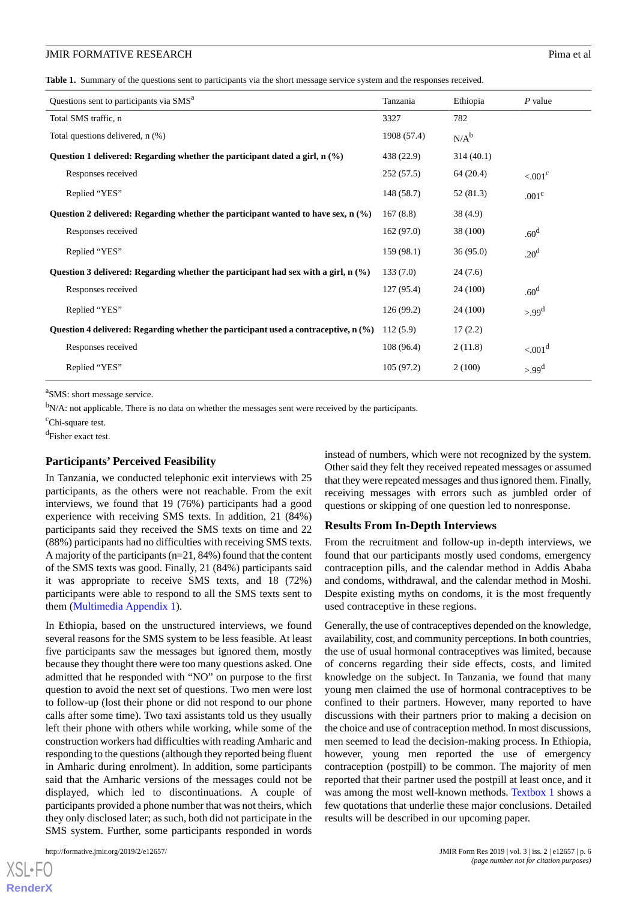**Table 1.** Summary of the questions sent to participants via the short message service system and the responses received.

| Questions sent to participants via SMS[a] | Tanzania | Ethiopia | *P* value |
|---|---|---|---|
| Total SMS traffic, n | 3327 | 782 | |
| Total questions delivered, n (%) | 1908 (57.4) | N/A[b] | |
| **Question 1 delivered: Regarding whether the participant dated a girl, n (%)** | 438 (22.9) | 314 (40.1) | |
| Responses received | 252 (57.5) | 64 (20.4) | <.001[c] |
| Replied "YES" | 148 (58.7) | 52 (81.3) | .001[c] |
| **Question 2 delivered: Regarding whether the participant wanted to have sex, n (%)** | 167 (8.8) | 38 (4.9) | |
| Responses received | 162 (97.0) | 38 (100) | .60[d] |
| Replied "YES" | 159 (98.1) | 36 (95.0) | .20[d] |
| **Question 3 delivered: Regarding whether the participant had sex with a girl, n (%)** | 133 (7.0) | 24 (7.6) | |
| Responses received | 127 (95.4) | 24 (100) | .60[d] |
| Replied "YES" | 126 (99.2) | 24 (100) | >.99[d] |
| **Question 4 delivered: Regarding whether the participant used a contraceptive, n (%)** | 112 (5.9) | 17 (2.2) | |
| Responses received | 108 (96.4) | 2 (11.8) | <.001[d] |
| Replied "YES" | 105 (97.2) | 2 (100) | >.99[d] |

[a]SMS: short message service.

[b]N/A: not applicable. There is no data on whether the messages sent were received by the participants.

[c]Chi-square test.

[d]Fisher exact test.

### Participants' Perceived Feasibility

In Tanzania, we conducted telephonic exit interviews with 25 participants, as the others were not reachable. From the exit interviews, we found that 19 (76%) participants had a good experience with receiving SMS texts. In addition, 21 (84%) participants said they received the SMS texts on time and 22 (88%) participants had no difficulties with receiving SMS texts. A majority of the participants (n=21, 84%) found that the content of the SMS texts was good. Finally, 21 (84%) participants said it was appropriate to receive SMS texts, and 18 (72%) participants were able to respond to all the SMS texts sent to them (Multimedia Appendix 1).

In Ethiopia, based on the unstructured interviews, we found several reasons for the SMS system to be less feasible. At least five participants saw the messages but ignored them, mostly because they thought there were too many questions asked. One admitted that he responded with "NO" on purpose to the first question to avoid the next set of questions. Two men were lost to follow-up (lost their phone or did not respond to our phone calls after some time). Two taxi assistants told us they usually left their phone with others while working, while some of the construction workers had difficulties with reading Amharic and responding to the questions (although they reported being fluent in Amharic during enrolment). In addition, some participants said that the Amharic versions of the messages could not be displayed, which led to discontinuations. A couple of participants provided a phone number that was not theirs, which they only disclosed later; as such, both did not participate in the SMS system. Further, some participants responded in words instead of numbers, which were not recognized by the system. Other said they felt they received repeated messages or assumed that they were repeated messages and thus ignored them. Finally, receiving messages with errors such as jumbled order of questions or skipping of one question led to nonresponse.

### Results From In-Depth Interviews

From the recruitment and follow-up in-depth interviews, we found that our participants mostly used condoms, emergency contraception pills, and the calendar method in Addis Ababa and condoms, withdrawal, and the calendar method in Moshi. Despite existing myths on condoms, it is the most frequently used contraceptive in these regions.

Generally, the use of contraceptives depended on the knowledge, availability, cost, and community perceptions. In both countries, the use of usual hormonal contraceptives was limited, because of concerns regarding their side effects, costs, and limited knowledge on the subject. In Tanzania, we found that many young men claimed the use of hormonal contraceptives to be confined to their partners. However, many reported to have discussions with their partners prior to making a decision on the choice and use of contraception method. In most discussions, men seemed to lead the decision-making process. In Ethiopia, however, young men reported the use of emergency contraception (postpill) to be common. The majority of men reported that their partner used the postpill at least once, and it was among the most well-known methods. Textbox 1 shows a few quotations that underlie these major conclusions. Detailed results will be described in our upcoming paper.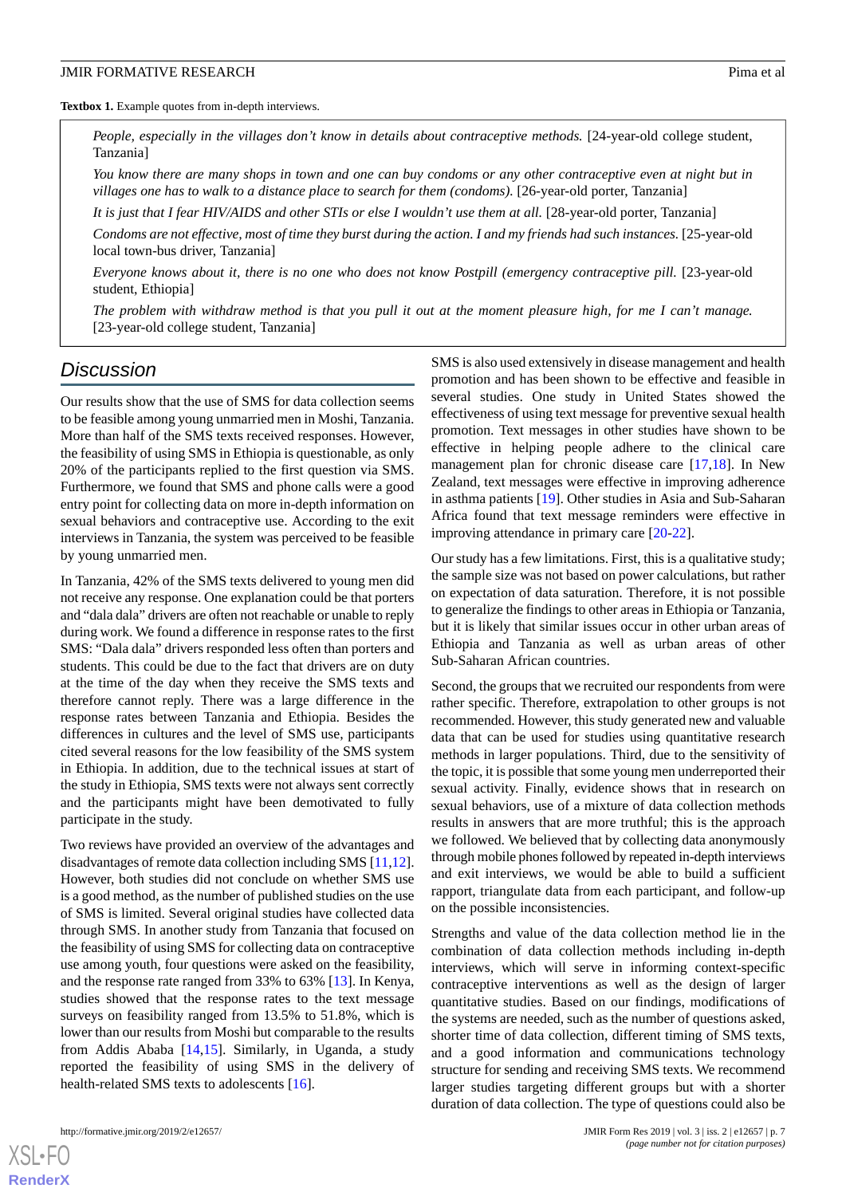**Textbox 1.** Example quotes from in-depth interviews.

> *People, especially in the villages don't know in details about contraceptive methods.* [24-year-old college student, Tanzania]
>
> *You know there are many shops in town and one can buy condoms or any other contraceptive even at night but in villages one has to walk to a distance place to search for them (condoms).* [26-year-old porter, Tanzania]
>
> *It is just that I fear HIV/AIDS and other STIs or else I wouldn't use them at all.* [28-year-old porter, Tanzania]
>
> *Condoms are not effective, most of time they burst during the action. I and my friends had such instances.* [25-year-old local town-bus driver, Tanzania]
>
> *Everyone knows about it, there is no one who does not know Postpill (emergency contraceptive pill.* [23-year-old student, Ethiopia]
>
> *The problem with withdraw method is that you pull it out at the moment pleasure high, for me I can't manage.* [23-year-old college student, Tanzania]

## Discussion

Our results show that the use of SMS for data collection seems to be feasible among young unmarried men in Moshi, Tanzania. More than half of the SMS texts received responses. However, the feasibility of using SMS in Ethiopia is questionable, as only 20% of the participants replied to the first question via SMS. Furthermore, we found that SMS and phone calls were a good entry point for collecting data on more in-depth information on sexual behaviors and contraceptive use. According to the exit interviews in Tanzania, the system was perceived to be feasible by young unmarried men.

In Tanzania, 42% of the SMS texts delivered to young men did not receive any response. One explanation could be that porters and "dala dala" drivers are often not reachable or unable to reply during work. We found a difference in response rates to the first SMS: "Dala dala" drivers responded less often than porters and students. This could be due to the fact that drivers are on duty at the time of the day when they receive the SMS texts and therefore cannot reply. There was a large difference in the response rates between Tanzania and Ethiopia. Besides the differences in cultures and the level of SMS use, participants cited several reasons for the low feasibility of the SMS system in Ethiopia. In addition, due to the technical issues at start of the study in Ethiopia, SMS texts were not always sent correctly and the participants might have been demotivated to fully participate in the study.

Two reviews have provided an overview of the advantages and disadvantages of remote data collection including SMS [11,12]. However, both studies did not conclude on whether SMS use is a good method, as the number of published studies on the use of SMS is limited. Several original studies have collected data through SMS. In another study from Tanzania that focused on the feasibility of using SMS for collecting data on contraceptive use among youth, four questions were asked on the feasibility, and the response rate ranged from 33% to 63% [13]. In Kenya, studies showed that the response rates to the text message surveys on feasibility ranged from 13.5% to 51.8%, which is lower than our results from Moshi but comparable to the results from Addis Ababa [14,15]. Similarly, in Uganda, a study reported the feasibility of using SMS in the delivery of health-related SMS texts to adolescents [16].

SMS is also used extensively in disease management and health promotion and has been shown to be effective and feasible in several studies. One study in United States showed the effectiveness of using text message for preventive sexual health promotion. Text messages in other studies have shown to be effective in helping people adhere to the clinical care management plan for chronic disease care [17,18]. In New Zealand, text messages were effective in improving adherence in asthma patients [19]. Other studies in Asia and Sub-Saharan Africa found that text message reminders were effective in improving attendance in primary care [20-22].

Our study has a few limitations. First, this is a qualitative study; the sample size was not based on power calculations, but rather on expectation of data saturation. Therefore, it is not possible to generalize the findings to other areas in Ethiopia or Tanzania, but it is likely that similar issues occur in other urban areas of Ethiopia and Tanzania as well as urban areas of other Sub-Saharan African countries.

Second, the groups that we recruited our respondents from were rather specific. Therefore, extrapolation to other groups is not recommended. However, this study generated new and valuable data that can be used for studies using quantitative research methods in larger populations. Third, due to the sensitivity of the topic, it is possible that some young men underreported their sexual activity. Finally, evidence shows that in research on sexual behaviors, use of a mixture of data collection methods results in answers that are more truthful; this is the approach we followed. We believed that by collecting data anonymously through mobile phones followed by repeated in-depth interviews and exit interviews, we would be able to build a sufficient rapport, triangulate data from each participant, and follow-up on the possible inconsistencies.

Strengths and value of the data collection method lie in the combination of data collection methods including in-depth interviews, which will serve in informing context-specific contraceptive interventions as well as the design of larger quantitative studies. Based on our findings, modifications of the systems are needed, such as the number of questions asked, shorter time of data collection, different timing of SMS texts, and a good information and communications technology structure for sending and receiving SMS texts. We recommend larger studies targeting different groups but with a shorter duration of data collection. The type of questions could also be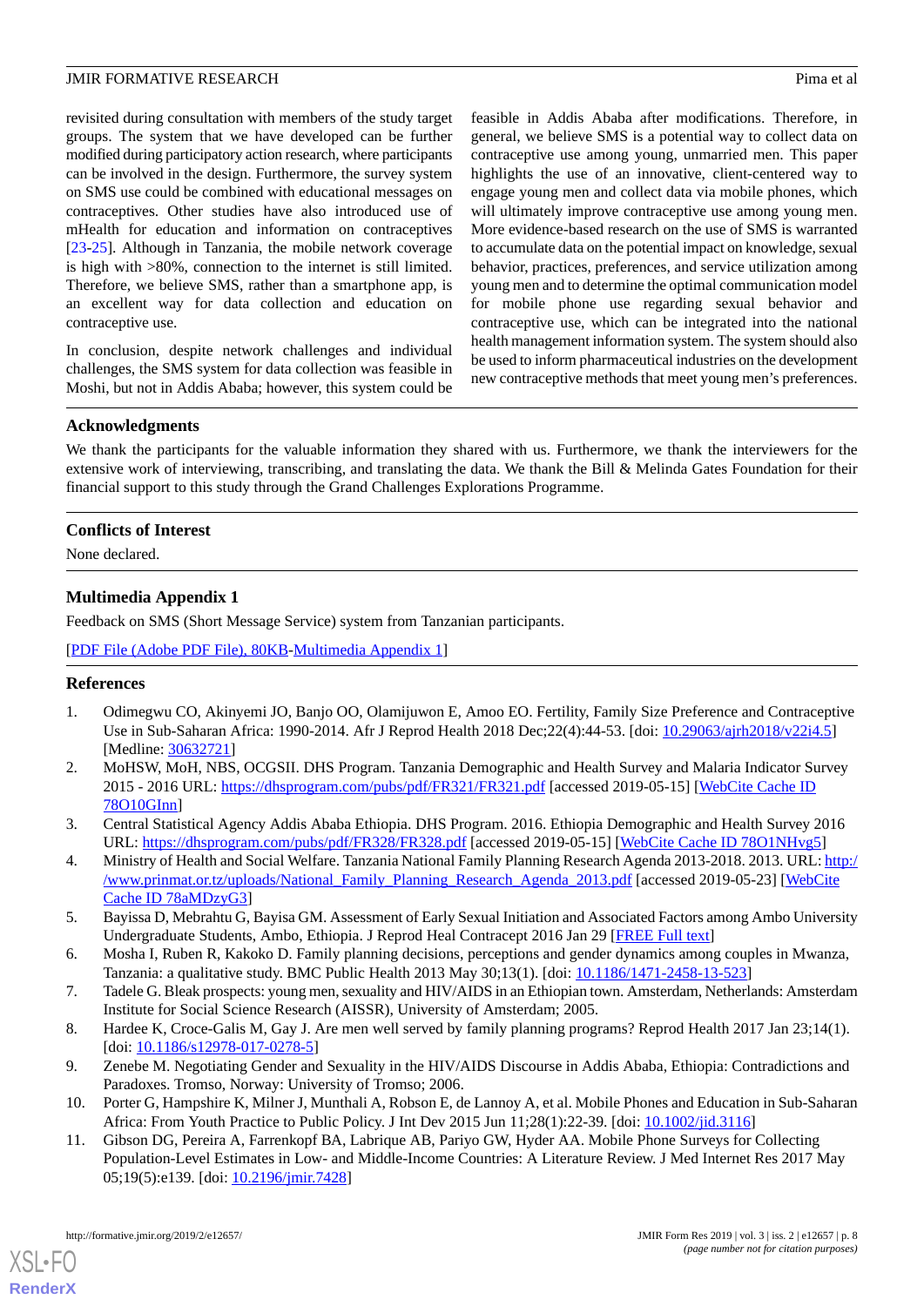revisited during consultation with members of the study target groups. The system that we have developed can be further modified during participatory action research, where participants can be involved in the design. Furthermore, the survey system on SMS use could be combined with educational messages on contraceptives. Other studies have also introduced use of mHealth for education and information on contraceptives [23-25]. Although in Tanzania, the mobile network coverage is high with >80%, connection to the internet is still limited. Therefore, we believe SMS, rather than a smartphone app, is an excellent way for data collection and education on contraceptive use.

In conclusion, despite network challenges and individual challenges, the SMS system for data collection was feasible in Moshi, but not in Addis Ababa; however, this system could be feasible in Addis Ababa after modifications. Therefore, in general, we believe SMS is a potential way to collect data on contraceptive use among young, unmarried men. This paper highlights the use of an innovative, client-centered way to engage young men and collect data via mobile phones, which will ultimately improve contraceptive use among young men. More evidence-based research on the use of SMS is warranted to accumulate data on the potential impact on knowledge, sexual behavior, practices, preferences, and service utilization among young men and to determine the optimal communication model for mobile phone use regarding sexual behavior and contraceptive use, which can be integrated into the national health management information system. The system should also be used to inform pharmaceutical industries on the development new contraceptive methods that meet young men's preferences.

## Acknowledgments

We thank the participants for the valuable information they shared with us. Furthermore, we thank the interviewers for the extensive work of interviewing, transcribing, and translating the data. We thank the Bill & Melinda Gates Foundation for their financial support to this study through the Grand Challenges Explorations Programme.

## Conflicts of Interest

None declared.

## Multimedia Appendix 1

Feedback on SMS (Short Message Service) system from Tanzanian participants.

[PDF File (Adobe PDF File), 80KB-Multimedia Appendix 1]

## References

1. Odimegwu CO, Akinyemi JO, Banjo OO, Olamijuwon E, Amoo EO. Fertility, Family Size Preference and Contraceptive Use in Sub-Saharan Africa: 1990-2014. Afr J Reprod Health 2018 Dec;22(4):44-53. [doi: 10.29063/ajrh2018/v22i4.5] [Medline: 30632721]
2. MoHSW, MoH, NBS, OCGSII. DHS Program. Tanzania Demographic and Health Survey and Malaria Indicator Survey 2015 - 2016 URL: https://dhsprogram.com/pubs/pdf/FR321/FR321.pdf [accessed 2019-05-15] [WebCite Cache ID 78O10GInn]
3. Central Statistical Agency Addis Ababa Ethiopia. DHS Program. 2016. Ethiopia Demographic and Health Survey 2016 URL: https://dhsprogram.com/pubs/pdf/FR328/FR328.pdf [accessed 2019-05-15] [WebCite Cache ID 78O1NHvg5]
4. Ministry of Health and Social Welfare. Tanzania National Family Planning Research Agenda 2013-2018. 2013. URL: http://www.prinmat.or.tz/uploads/National_Family_Planning_Research_Agenda_2013.pdf [accessed 2019-05-23] [WebCite Cache ID 78aMDzyG3]
5. Bayissa D, Mebrahtu G, Bayisa GM. Assessment of Early Sexual Initiation and Associated Factors among Ambo University Undergraduate Students, Ambo, Ethiopia. J Reprod Heal Contracept 2016 Jan 29 [FREE Full text]
6. Mosha I, Ruben R, Kakoko D. Family planning decisions, perceptions and gender dynamics among couples in Mwanza, Tanzania: a qualitative study. BMC Public Health 2013 May 30;13(1). [doi: 10.1186/1471-2458-13-523]
7. Tadele G. Bleak prospects: young men, sexuality and HIV/AIDS in an Ethiopian town. Amsterdam, Netherlands: Amsterdam Institute for Social Science Research (AISSR), University of Amsterdam; 2005.
8. Hardee K, Croce-Galis M, Gay J. Are men well served by family planning programs? Reprod Health 2017 Jan 23;14(1). [doi: 10.1186/s12978-017-0278-5]
9. Zenebe M. Negotiating Gender and Sexuality in the HIV/AIDS Discourse in Addis Ababa, Ethiopia: Contradictions and Paradoxes. Tromso, Norway: University of Tromso; 2006.
10. Porter G, Hampshire K, Milner J, Munthali A, Robson E, de Lannoy A, et al. Mobile Phones and Education in Sub-Saharan Africa: From Youth Practice to Public Policy. J Int Dev 2015 Jun 11;28(1):22-39. [doi: 10.1002/jid.3116]
11. Gibson DG, Pereira A, Farrenkopf BA, Labrique AB, Pariyo GW, Hyder AA. Mobile Phone Surveys for Collecting Population-Level Estimates in Low- and Middle-Income Countries: A Literature Review. J Med Internet Res 2017 May 05;19(5):e139. [doi: 10.2196/jmir.7428]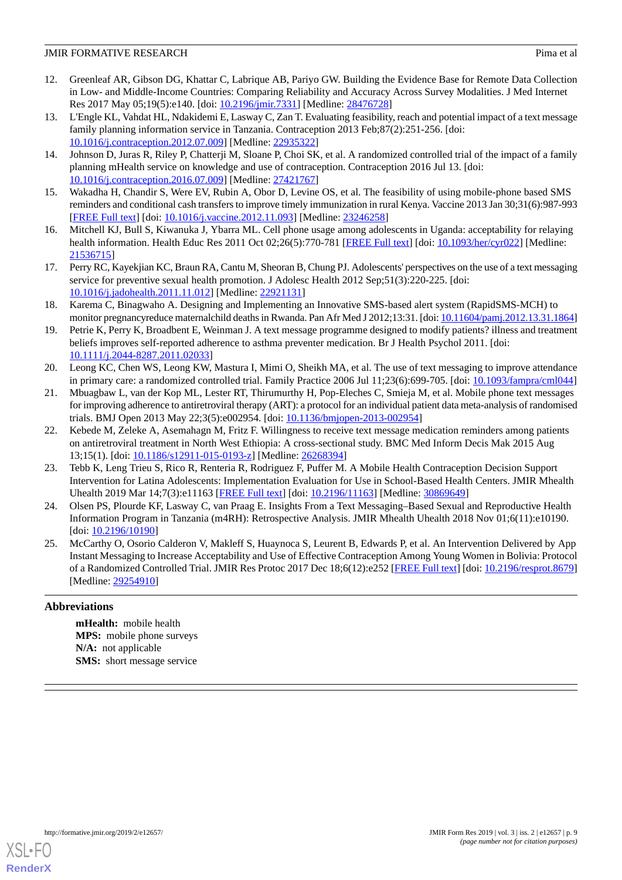12. Greenleaf AR, Gibson DG, Khattar C, Labrique AB, Pariyo GW. Building the Evidence Base for Remote Data Collection in Low- and Middle-Income Countries: Comparing Reliability and Accuracy Across Survey Modalities. J Med Internet Res 2017 May 05;19(5):e140. [doi: 10.2196/jmir.7331] [Medline: 28476728]
13. L'Engle KL, Vahdat HL, Ndakidemi E, Lasway C, Zan T. Evaluating feasibility, reach and potential impact of a text message family planning information service in Tanzania. Contraception 2013 Feb;87(2):251-256. [doi: 10.1016/j.contraception.2012.07.009] [Medline: 22935322]
14. Johnson D, Juras R, Riley P, Chatterji M, Sloane P, Choi SK, et al. A randomized controlled trial of the impact of a family planning mHealth service on knowledge and use of contraception. Contraception 2016 Jul 13. [doi: 10.1016/j.contraception.2016.07.009] [Medline: 27421767]
15. Wakadha H, Chandir S, Were EV, Rubin A, Obor D, Levine OS, et al. The feasibility of using mobile-phone based SMS reminders and conditional cash transfers to improve timely immunization in rural Kenya. Vaccine 2013 Jan 30;31(6):987-993 [FREE Full text] [doi: 10.1016/j.vaccine.2012.11.093] [Medline: 23246258]
16. Mitchell KJ, Bull S, Kiwanuka J, Ybarra ML. Cell phone usage among adolescents in Uganda: acceptability for relaying health information. Health Educ Res 2011 Oct 02;26(5):770-781 [FREE Full text] [doi: 10.1093/her/cyr022] [Medline: 21536715]
17. Perry RC, Kayekjian KC, Braun RA, Cantu M, Sheoran B, Chung PJ. Adolescents' perspectives on the use of a text messaging service for preventive sexual health promotion. J Adolesc Health 2012 Sep;51(3):220-225. [doi: 10.1016/j.jadohealth.2011.11.012] [Medline: 22921131]
18. Karema C, Binagwaho A. Designing and Implementing an Innovative SMS-based alert system (RapidSMS-MCH) to monitor pregnancyreduce maternalchild deaths in Rwanda. Pan Afr Med J 2012;13:31. [doi: 10.11604/pamj.2012.13.31.1864]
19. Petrie K, Perry K, Broadbent E, Weinman J. A text message programme designed to modify patients? illness and treatment beliefs improves self-reported adherence to asthma preventer medication. Br J Health Psychol 2011. [doi: 10.1111/j.2044-8287.2011.02033]
20. Leong KC, Chen WS, Leong KW, Mastura I, Mimi O, Sheikh MA, et al. The use of text messaging to improve attendance in primary care: a randomized controlled trial. Family Practice 2006 Jul 11;23(6):699-705. [doi: 10.1093/fampra/cml044]
21. Mbuagbaw L, van der Kop ML, Lester RT, Thirumurthy H, Pop-Eleches C, Smieja M, et al. Mobile phone text messages for improving adherence to antiretroviral therapy (ART): a protocol for an individual patient data meta-analysis of randomised trials. BMJ Open 2013 May 22;3(5):e002954. [doi: 10.1136/bmjopen-2013-002954]
22. Kebede M, Zeleke A, Asemahagn M, Fritz F. Willingness to receive text message medication reminders among patients on antiretroviral treatment in North West Ethiopia: A cross-sectional study. BMC Med Inform Decis Mak 2015 Aug 13;15(1). [doi: 10.1186/s12911-015-0193-z] [Medline: 26268394]
23. Tebb K, Leng Trieu S, Rico R, Renteria R, Rodriguez F, Puffer M. A Mobile Health Contraception Decision Support Intervention for Latina Adolescents: Implementation Evaluation for Use in School-Based Health Centers. JMIR Mhealth Uhealth 2019 Mar 14;7(3):e11163 [FREE Full text] [doi: 10.2196/11163] [Medline: 30869649]
24. Olsen PS, Plourde KF, Lasway C, van Praag E. Insights From a Text Messaging–Based Sexual and Reproductive Health Information Program in Tanzania (m4RH): Retrospective Analysis. JMIR Mhealth Uhealth 2018 Nov 01;6(11):e10190. [doi: 10.2196/10190]
25. McCarthy O, Osorio Calderon V, Makleff S, Huaynoca S, Leurent B, Edwards P, et al. An Intervention Delivered by App Instant Messaging to Increase Acceptability and Use of Effective Contraception Among Young Women in Bolivia: Protocol of a Randomized Controlled Trial. JMIR Res Protoc 2017 Dec 18;6(12):e252 [FREE Full text] [doi: 10.2196/resprot.8679] [Medline: 29254910]

## Abbreviations

**mHealth:** mobile health
**MPS:** mobile phone surveys
**N/A:** not applicable
**SMS:** short message service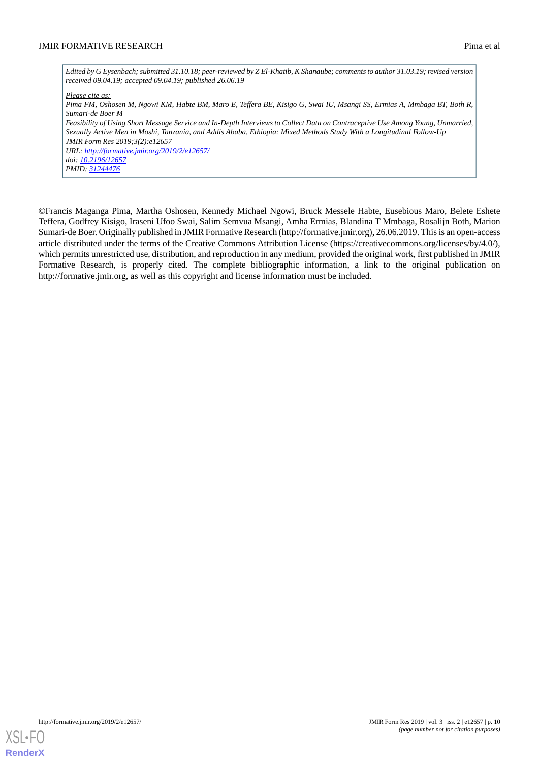*Edited by G Eysenbach; submitted 31.10.18; peer-reviewed by Z El-Khatib, K Shanaube; comments to author 31.03.19; revised version received 09.04.19; accepted 09.04.19; published 26.06.19*

*Please cite as:*
*Pima FM, Oshosen M, Ngowi KM, Habte BM, Maro E, Teffera BE, Kisigo G, Swai IU, Msangi SS, Ermias A, Mmbaga BT, Both R, Sumari-de Boer M*
*Feasibility of Using Short Message Service and In-Depth Interviews to Collect Data on Contraceptive Use Among Young, Unmarried, Sexually Active Men in Moshi, Tanzania, and Addis Ababa, Ethiopia: Mixed Methods Study With a Longitudinal Follow-Up*
*JMIR Form Res 2019;3(2):e12657*
*URL: http://formative.jmir.org/2019/2/e12657/*
*doi: 10.2196/12657*
*PMID: 31244476*

©Francis Maganga Pima, Martha Oshosen, Kennedy Michael Ngowi, Bruck Messele Habte, Eusebious Maro, Belete Eshete Teffera, Godfrey Kisigo, Iraseni Ufoo Swai, Salim Semvua Msangi, Amha Ermias, Blandina T Mmbaga, Rosalijn Both, Marion Sumari-de Boer. Originally published in JMIR Formative Research (http://formative.jmir.org), 26.06.2019. This is an open-access article distributed under the terms of the Creative Commons Attribution License (https://creativecommons.org/licenses/by/4.0/), which permits unrestricted use, distribution, and reproduction in any medium, provided the original work, first published in JMIR Formative Research, is properly cited. The complete bibliographic information, a link to the original publication on http://formative.jmir.org, as well as this copyright and license information must be included.